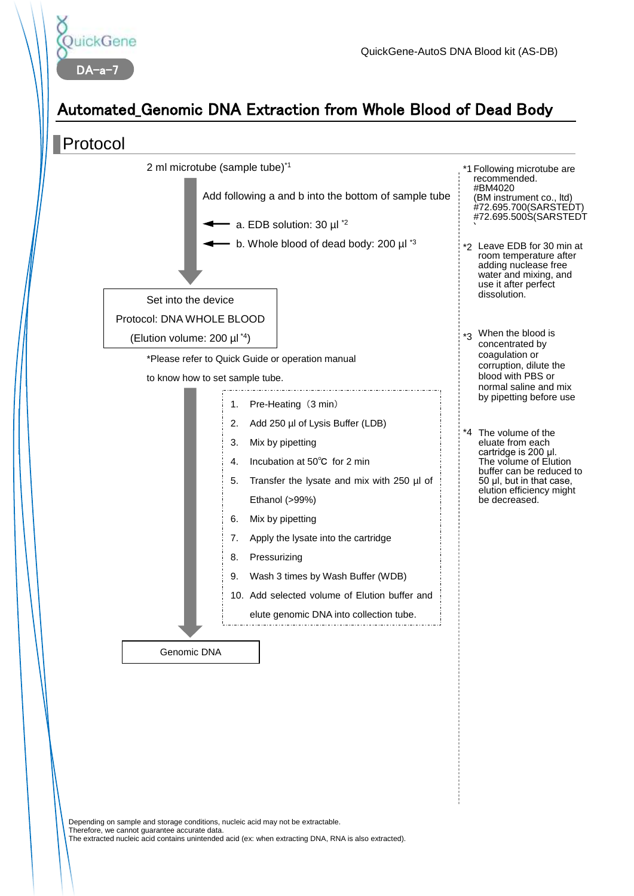QuickGene

DA-a-7

QuickGene-AutoS DNA Blood kit (AS-DB)

# Automated_Genomic DNA Extraction from Whole Blood of Dead Body

## Protocol

2 ml microtube (sample tube)*1

Add following a and b into the bottom of sample tube

- a. EDB solution: 30 µl *2
- b. Whole blood of dead body: 200 µl *3

Set into the device
Protocol: DNA WHOLE BLOOD
(Elution volume: 200 µl *4)

*Please refer to Quick Guide or operation manual to know how to set sample tube.

1. Pre-Heating（3 min）
2. Add 250 µl of Lysis Buffer (LDB)
3. Mix by pipetting
4. Incubation at 50℃ for 2 min
5. Transfer the lysate and mix with 250 µl of Ethanol (>99%)
6. Mix by pipetting
7. Apply the lysate into the cartridge
8. Pressurizing
9. Wash 3 times by Wash Buffer (WDB)
10. Add selected volume of Elution buffer and elute genomic DNA into collection tube.

Genomic DNA

*1 Following microtube are recommended.
#BM4020
(BM instrument co., ltd)
#72.695.700(SARSTEDT)
#72.695.500S(SARSTEDT

*2 Leave EDB for 30 min at room temperature after adding nuclease free water and mixing, and use it after perfect dissolution.

*3 When the blood is concentrated by coagulation or corruption, dilute the blood with PBS or normal saline and mix by pipetting before use

*4 The volume of the eluate from each cartridge is 200 µl. The volume of Elution buffer can be reduced to 50 µl, but in that case, elution efficiency might be decreased.

Depending on sample and storage conditions, nucleic acid may not be extractable.
Therefore, we cannot guarantee accurate data.
The extracted nucleic acid contains unintended acid (ex: when extracting DNA, RNA is also extracted).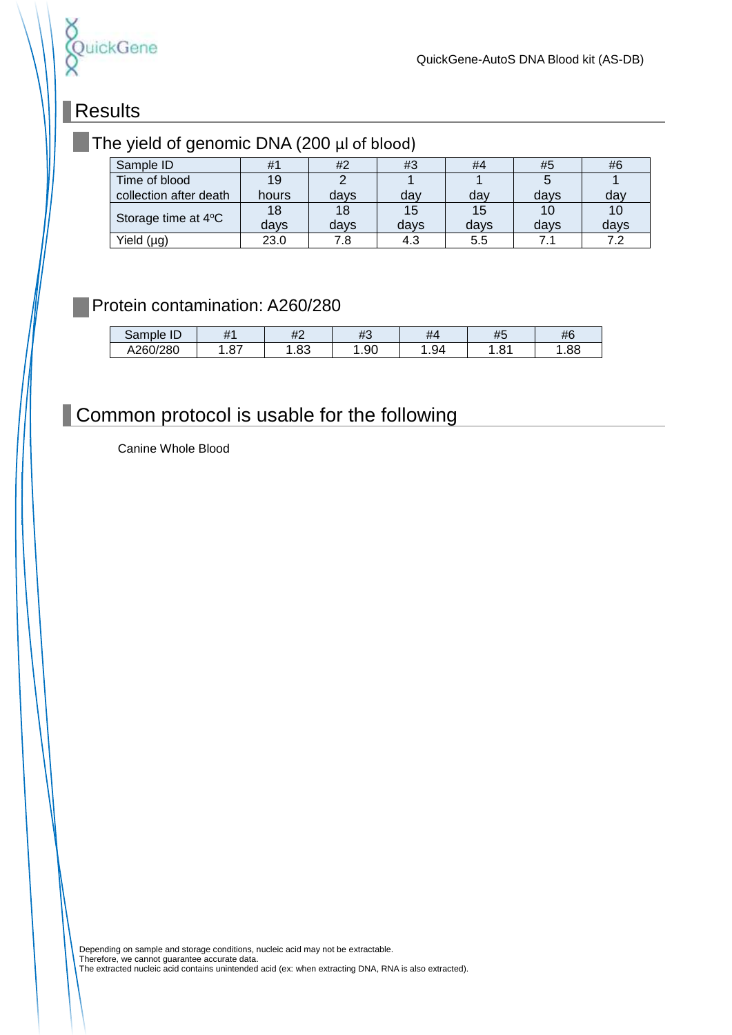# Results

## The yield of genomic DNA (200 µl of blood)

| Sample ID | #1 | #2 | #3 | #4 | #5 | #6 |
|---|---|---|---|---|---|---|
| Time of blood collection after death | 19 hours | 2 days | 1 day | 1 day | 5 days | 1 day |
| Storage time at 4ºC | 18 days | 18 days | 15 days | 15 days | 10 days | 10 days |
| Yield (µg) | 23.0 | 7.8 | 4.3 | 5.5 | 7.1 | 7.2 |

## Protein contamination: A260/280

| Sample ID | #1 | #2 | #3 | #4 | #5 | #6 |
|---|---|---|---|---|---|---|
| A260/280 | 1.87 | 1.83 | 1.90 | 1.94 | 1.81 | 1.88 |

# Common protocol is usable for the following

Canine Whole Blood

Depending on sample and storage conditions, nucleic acid may not be extractable.
Therefore, we cannot guarantee accurate data.
The extracted nucleic acid contains unintended acid (ex: when extracting DNA, RNA is also extracted).